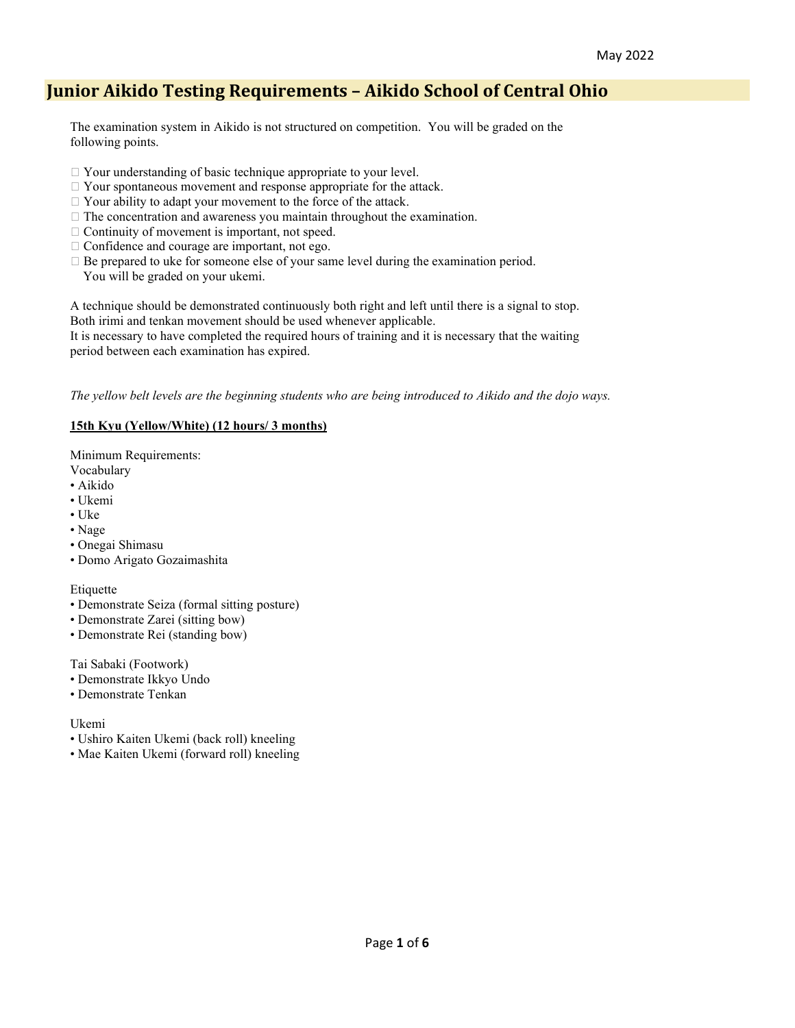May 2022

# Junior Aikido Testing Requirements – Aikido School of Central Ohio

The examination system in Aikido is not structured on competition. You will be graded on the following points.

- Your understanding of basic technique appropriate to your level.
- Your spontaneous movement and response appropriate for the attack.
- Your ability to adapt your movement to the force of the attack.
- The concentration and awareness you maintain throughout the examination.
- Continuity of movement is important, not speed.
- Confidence and courage are important, not ego.
- Be prepared to uke for someone else of your same level during the examination period. You will be graded on your ukemi.

A technique should be demonstrated continuously both right and left until there is a signal to stop.
Both irimi and tenkan movement should be used whenever applicable.
It is necessary to have completed the required hours of training and it is necessary that the waiting period between each examination has expired.

*The yellow belt levels are the beginning students who are being introduced to Aikido and the dojo ways.*

**15th Kyu (Yellow/White) (12 hours/ 3 months)**

Minimum Requirements:

Vocabulary
- Aikido
- Ukemi
- Uke
- Nage
- Onegai Shimasu
- Domo Arigato Gozaimashita

Etiquette
- Demonstrate Seiza (formal sitting posture)
- Demonstrate Zarei (sitting bow)
- Demonstrate Rei (standing bow)

Tai Sabaki (Footwork)
- Demonstrate Ikkyo Undo
- Demonstrate Tenkan

Ukemi
- Ushiro Kaiten Ukemi (back roll) kneeling
- Mae Kaiten Ukemi (forward roll) kneeling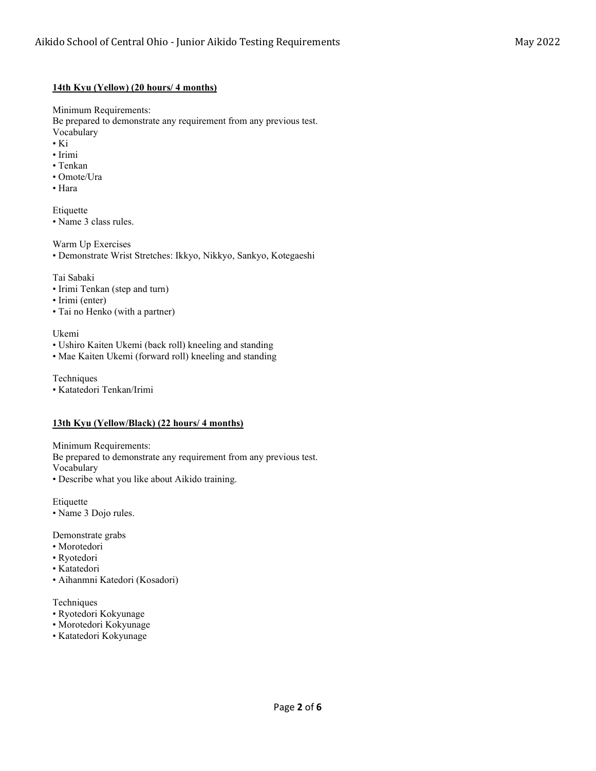### **14th Kyu (Yellow) (20 hours/ 4 months)**

Minimum Requirements:
Be prepared to demonstrate any requirement from any previous test.

Vocabulary
- Ki
- Irimi
- Tenkan
- Omote/Ura
- Hara

Etiquette
- Name 3 class rules.

Warm Up Exercises
- Demonstrate Wrist Stretches: Ikkyo, Nikkyo, Sankyo, Kotegaeshi

Tai Sabaki
- Irimi Tenkan (step and turn)
- Irimi (enter)
- Tai no Henko (with a partner)

Ukemi
- Ushiro Kaiten Ukemi (back roll) kneeling and standing
- Mae Kaiten Ukemi (forward roll) kneeling and standing

Techniques
- Katatedori Tenkan/Irimi

### **13th Kyu (Yellow/Black) (22 hours/ 4 months)**

Minimum Requirements:
Be prepared to demonstrate any requirement from any previous test.

Vocabulary
- Describe what you like about Aikido training.

Etiquette
- Name 3 Dojo rules.

Demonstrate grabs
- Morotedori
- Ryotedori
- Katatedori
- Aihanmni Katedori (Kosadori)

Techniques
- Ryotedori Kokyunage
- Morotedori Kokyunage
- Katatedori Kokyunage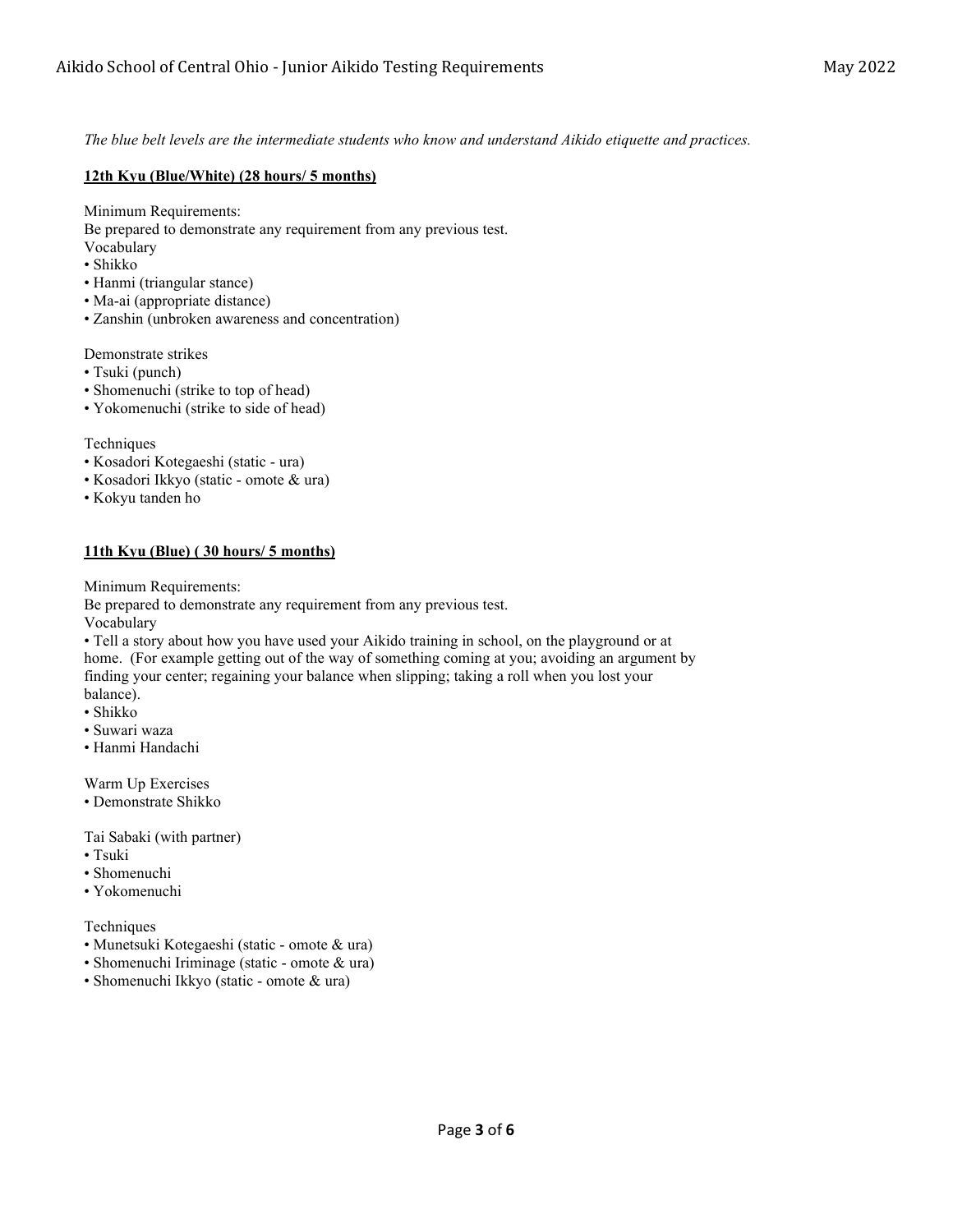*The blue belt levels are the intermediate students who know and understand Aikido etiquette and practices.*

## 12th Kyu (Blue/White) (28 hours/ 5 months)

Minimum Requirements:
Be prepared to demonstrate any requirement from any previous test.
Vocabulary

- Shikko
- Hanmi (triangular stance)
- Ma-ai (appropriate distance)
- Zanshin (unbroken awareness and concentration)

Demonstrate strikes

- Tsuki (punch)
- Shomenuchi (strike to top of head)
- Yokomenuchi (strike to side of head)

Techniques

- Kosadori Kotegaeshi (static - ura)
- Kosadori Ikkyo (static - omote & ura)
- Kokyu tanden ho

## 11th Kyu (Blue) ( 30 hours/ 5 months)

Minimum Requirements:
Be prepared to demonstrate any requirement from any previous test.
Vocabulary

- Tell a story about how you have used your Aikido training in school, on the playground or at home. (For example getting out of the way of something coming at you; avoiding an argument by finding your center; regaining your balance when slipping; taking a roll when you lost your balance).
- Shikko
- Suwari waza
- Hanmi Handachi

Warm Up Exercises

- Demonstrate Shikko

Tai Sabaki (with partner)

- Tsuki
- Shomenuchi
- Yokomenuchi

Techniques

- Munetsuki Kotegaeshi (static - omote & ura)
- Shomenuchi Iriminage (static - omote & ura)
- Shomenuchi Ikkyo (static - omote & ura)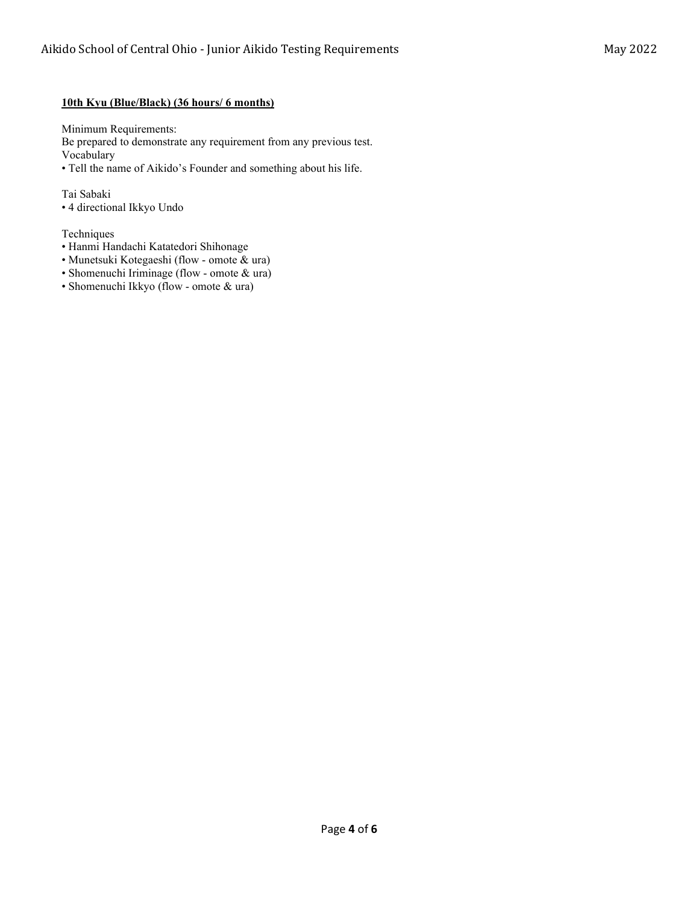**10th Kyu (Blue/Black) (36 hours/ 6 months)**

Minimum Requirements:
Be prepared to demonstrate any requirement from any previous test.
Vocabulary
- Tell the name of Aikido's Founder and something about his life.

Tai Sabaki
- 4 directional Ikkyo Undo

Techniques
- Hanmi Handachi Katatedori Shihonage
- Munetsuki Kotegaeshi (flow - omote & ura)
- Shomenuchi Iriminage (flow - omote & ura)
- Shomenuchi Ikkyo (flow - omote & ura)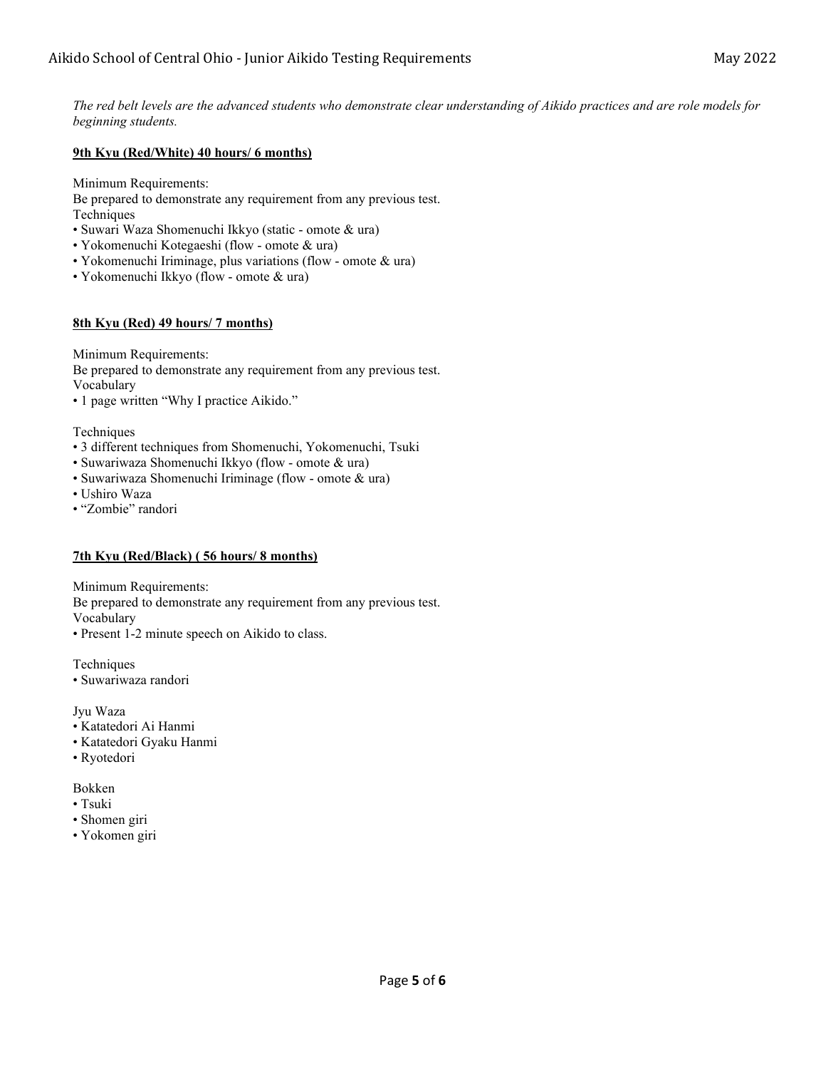*The red belt levels are the advanced students who demonstrate clear understanding of Aikido practices and are role models for beginning students.*

### **9th Kyu (Red/White) 40 hours/ 6 months)**

Minimum Requirements:
Be prepared to demonstrate any requirement from any previous test.
Techniques

- Suwari Waza Shomenuchi Ikkyo (static - omote & ura)
- Yokomenuchi Kotegaeshi (flow - omote & ura)
- Yokomenuchi Iriminage, plus variations (flow - omote & ura)
- Yokomenuchi Ikkyo (flow - omote & ura)

### **8th Kyu (Red) 49 hours/ 7 months)**

Minimum Requirements:
Be prepared to demonstrate any requirement from any previous test.
Vocabulary

- 1 page written "Why I practice Aikido."

Techniques

- 3 different techniques from Shomenuchi, Yokomenuchi, Tsuki
- Suwariwaza Shomenuchi Ikkyo (flow - omote & ura)
- Suwariwaza Shomenuchi Iriminage (flow - omote & ura)
- Ushiro Waza
- "Zombie" randori

### **7th Kyu (Red/Black) ( 56 hours/ 8 months)**

Minimum Requirements:
Be prepared to demonstrate any requirement from any previous test.
Vocabulary

- Present 1-2 minute speech on Aikido to class.

Techniques

- Suwariwaza randori

Jyu Waza

- Katatedori Ai Hanmi
- Katatedori Gyaku Hanmi
- Ryotedori

Bokken

- Tsuki
- Shomen giri
- Yokomen giri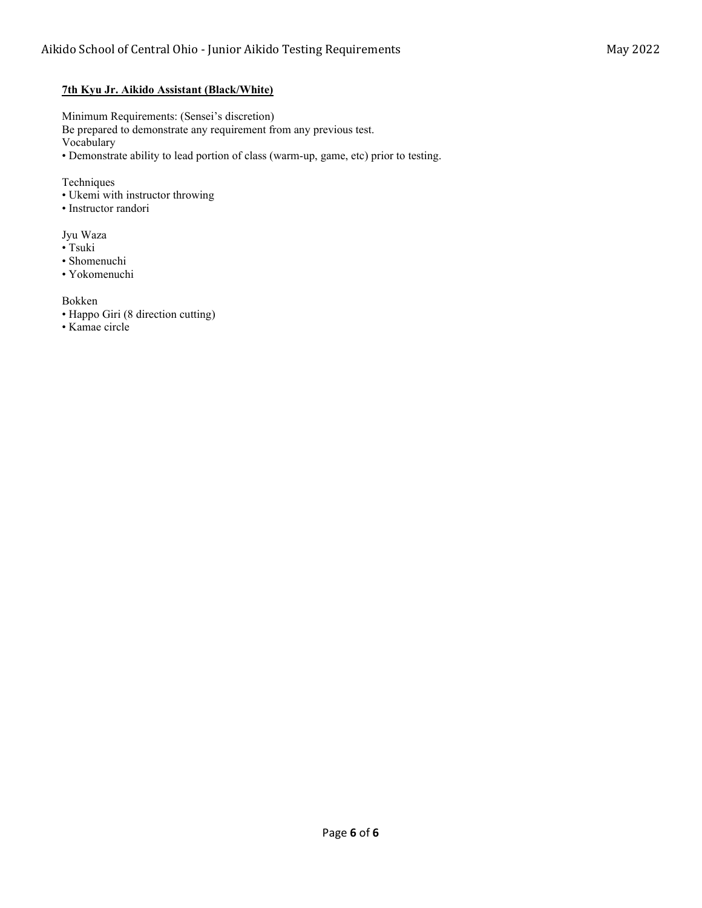**7th Kyu Jr. Aikido Assistant (Black/White)**

Minimum Requirements: (Sensei's discretion)
Be prepared to demonstrate any requirement from any previous test.
Vocabulary
- Demonstrate ability to lead portion of class (warm-up, game, etc) prior to testing.

Techniques
- Ukemi with instructor throwing
- Instructor randori

Jyu Waza
- Tsuki
- Shomenuchi
- Yokomenuchi

Bokken
- Happo Giri (8 direction cutting)
- Kamae circle